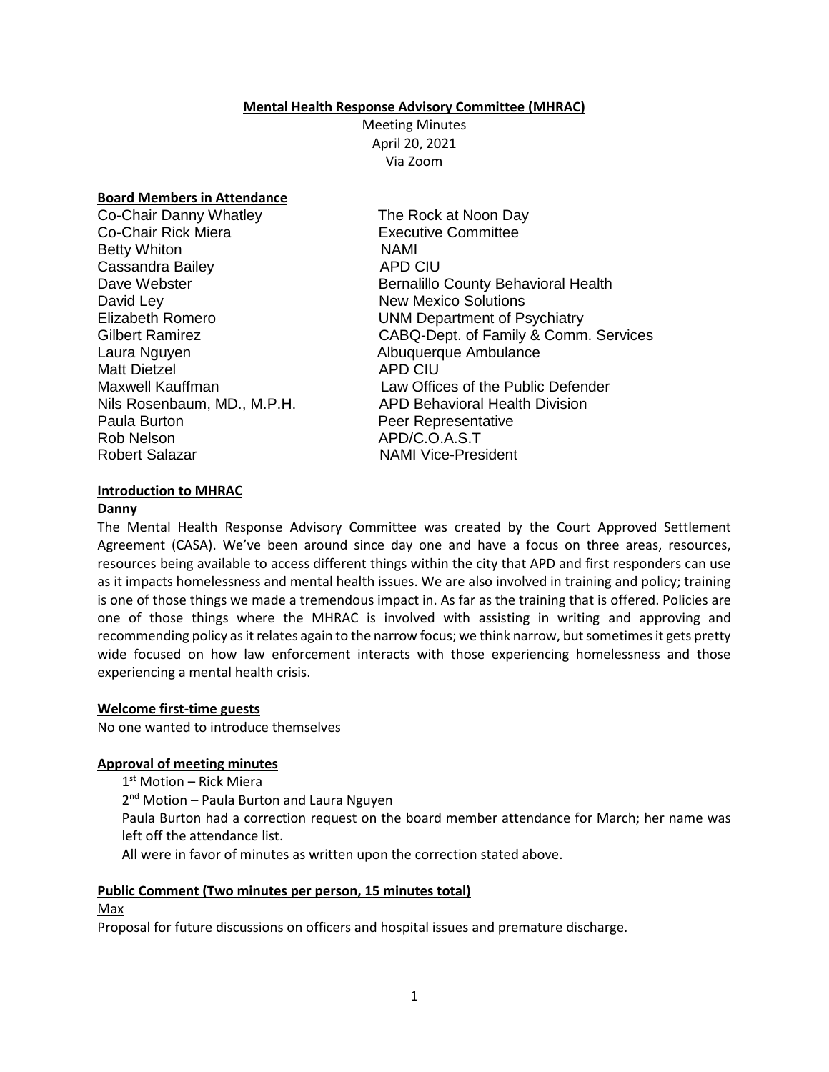**Mental Health Response Advisory Committee (MHRAC)**

Meeting Minutes
April 20, 2021
Via Zoom

**Board Members in Attendance**

| | |
|---|---|
| Co-Chair Danny Whatley | The Rock at Noon Day |
| Co-Chair Rick Miera | Executive Committee |
| Betty Whiton | NAMI |
| Cassandra Bailey | APD CIU |
| Dave Webster | Bernalillo County Behavioral Health |
| David Ley | New Mexico Solutions |
| Elizabeth Romero | UNM Department of Psychiatry |
| Gilbert Ramirez | CABQ-Dept. of Family & Comm. Services |
| Laura Nguyen | Albuquerque Ambulance |
| Matt Dietzel | APD CIU |
| Maxwell Kauffman | Law Offices of the Public Defender |
| Nils Rosenbaum, MD., M.P.H. | APD Behavioral Health Division |
| Paula Burton | Peer Representative |
| Rob Nelson | APD/C.O.A.S.T |
| Robert Salazar | NAMI Vice-President |

**Introduction to MHRAC**

**Danny**

The Mental Health Response Advisory Committee was created by the Court Approved Settlement Agreement (CASA). We've been around since day one and have a focus on three areas, resources, resources being available to access different things within the city that APD and first responders can use as it impacts homelessness and mental health issues. We are also involved in training and policy; training is one of those things we made a tremendous impact in. As far as the training that is offered. Policies are one of those things where the MHRAC is involved with assisting in writing and approving and recommending policy as it relates again to the narrow focus; we think narrow, but sometimes it gets pretty wide focused on how law enforcement interacts with those experiencing homelessness and those experiencing a mental health crisis.

**Welcome first-time guests**

No one wanted to introduce themselves

**Approval of meeting minutes**

1st Motion – Rick Miera

2nd Motion – Paula Burton and Laura Nguyen

Paula Burton had a correction request on the board member attendance for March; her name was left off the attendance list.

All were in favor of minutes as written upon the correction stated above.

**Public Comment (Two minutes per person, 15 minutes total)**

Max

Proposal for future discussions on officers and hospital issues and premature discharge.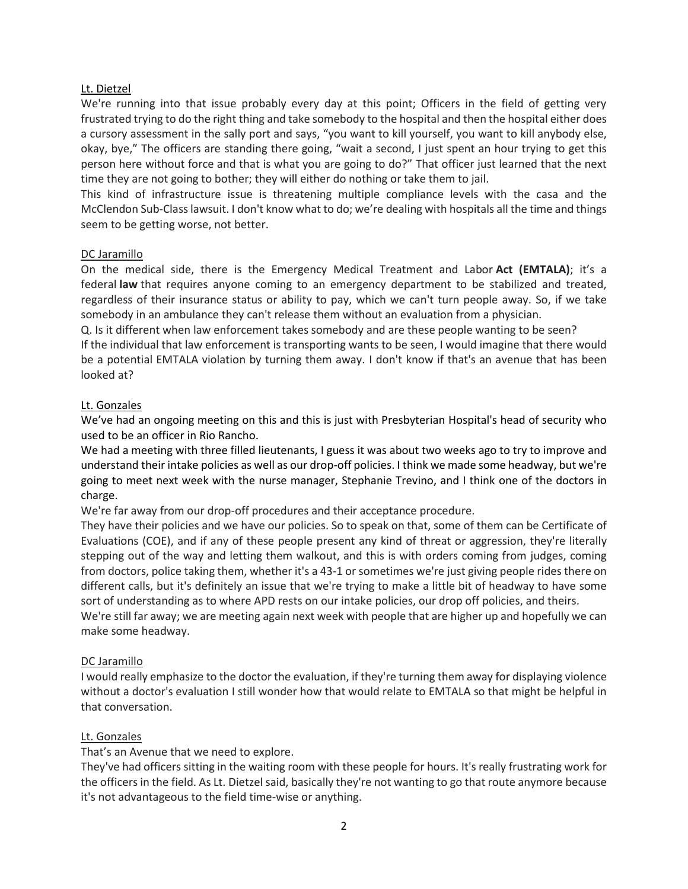Lt. Dietzel

We're running into that issue probably every day at this point; Officers in the field of getting very frustrated trying to do the right thing and take somebody to the hospital and then the hospital either does a cursory assessment in the sally port and says, "you want to kill yourself, you want to kill anybody else, okay, bye," The officers are standing there going, "wait a second, I just spent an hour trying to get this person here without force and that is what you are going to do?" That officer just learned that the next time they are not going to bother; they will either do nothing or take them to jail.

This kind of infrastructure issue is threatening multiple compliance levels with the casa and the McClendon Sub-Class lawsuit. I don't know what to do; we're dealing with hospitals all the time and things seem to be getting worse, not better.

DC Jaramillo

On the medical side, there is the Emergency Medical Treatment and Labor **Act (EMTALA)**; it's a federal **law** that requires anyone coming to an emergency department to be stabilized and treated, regardless of their insurance status or ability to pay, which we can't turn people away. So, if we take somebody in an ambulance they can't release them without an evaluation from a physician.

Q. Is it different when law enforcement takes somebody and are these people wanting to be seen?

If the individual that law enforcement is transporting wants to be seen, I would imagine that there would be a potential EMTALA violation by turning them away. I don't know if that's an avenue that has been looked at?

Lt. Gonzales

We've had an ongoing meeting on this and this is just with Presbyterian Hospital's head of security who used to be an officer in Rio Rancho.

We had a meeting with three filled lieutenants, I guess it was about two weeks ago to try to improve and understand their intake policies as well as our drop-off policies. I think we made some headway, but we're going to meet next week with the nurse manager, Stephanie Trevino, and I think one of the doctors in charge.

We're far away from our drop-off procedures and their acceptance procedure.

They have their policies and we have our policies. So to speak on that, some of them can be Certificate of Evaluations (COE), and if any of these people present any kind of threat or aggression, they're literally stepping out of the way and letting them walkout, and this is with orders coming from judges, coming from doctors, police taking them, whether it's a 43-1 or sometimes we're just giving people rides there on different calls, but it's definitely an issue that we're trying to make a little bit of headway to have some sort of understanding as to where APD rests on our intake policies, our drop off policies, and theirs.

We're still far away; we are meeting again next week with people that are higher up and hopefully we can make some headway.

DC Jaramillo

I would really emphasize to the doctor the evaluation, if they're turning them away for displaying violence without a doctor's evaluation I still wonder how that would relate to EMTALA so that might be helpful in that conversation.

Lt. Gonzales

That's an Avenue that we need to explore.

They've had officers sitting in the waiting room with these people for hours. It's really frustrating work for the officers in the field. As Lt. Dietzel said, basically they're not wanting to go that route anymore because it's not advantageous to the field time-wise or anything.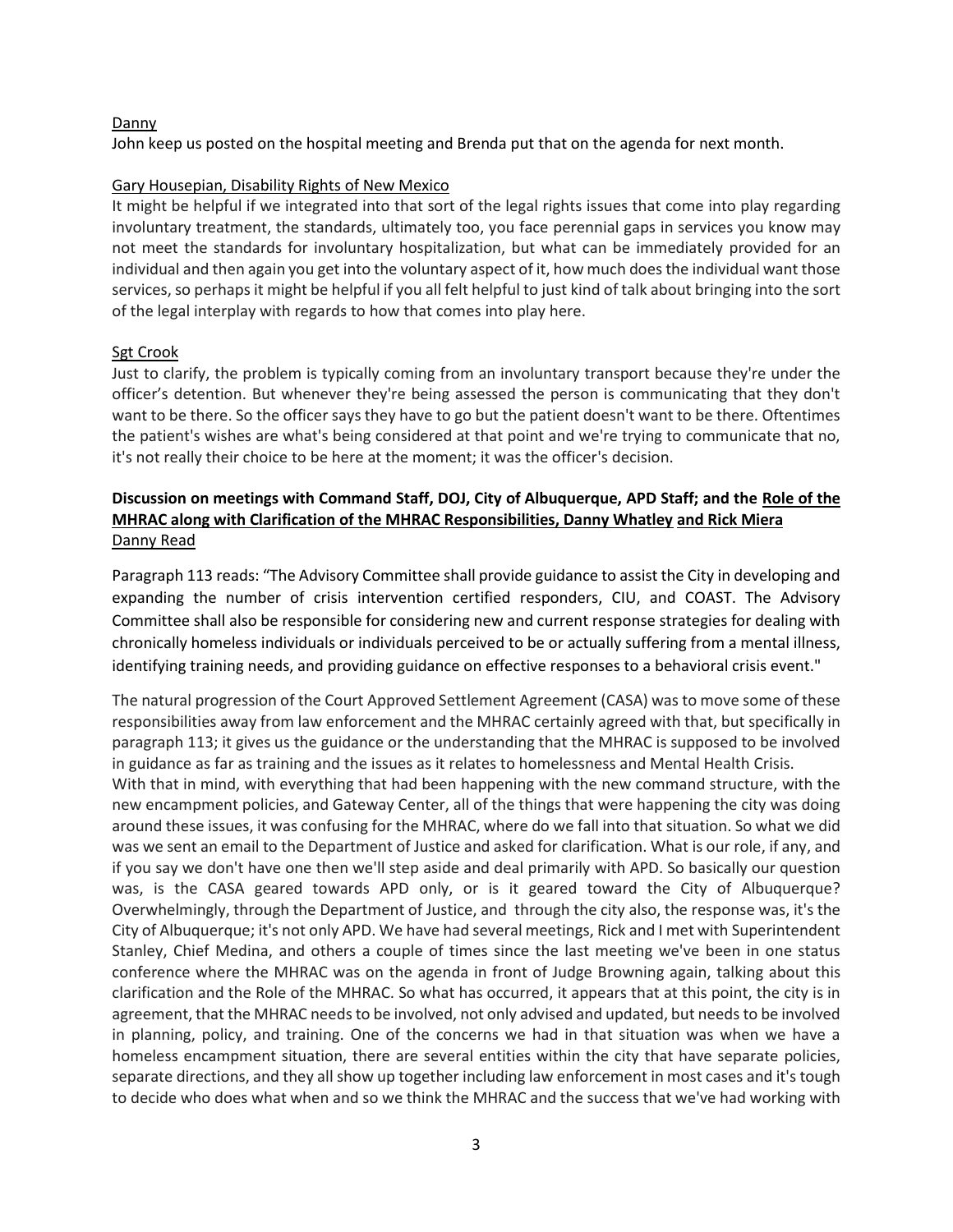Danny

John keep us posted on the hospital meeting and Brenda put that on the agenda for next month.

Gary Housepian, Disability Rights of New Mexico

It might be helpful if we integrated into that sort of the legal rights issues that come into play regarding involuntary treatment, the standards, ultimately too, you face perennial gaps in services you know may not meet the standards for involuntary hospitalization, but what can be immediately provided for an individual and then again you get into the voluntary aspect of it, how much does the individual want those services, so perhaps it might be helpful if you all felt helpful to just kind of talk about bringing into the sort of the legal interplay with regards to how that comes into play here.

Sgt Crook

Just to clarify, the problem is typically coming from an involuntary transport because they're under the officer's detention. But whenever they're being assessed the person is communicating that they don't want to be there. So the officer says they have to go but the patient doesn't want to be there. Oftentimes the patient's wishes are what's being considered at that point and we're trying to communicate that no, it's not really their choice to be here at the moment; it was the officer's decision.

**Discussion on meetings with Command Staff, DOJ, City of Albuquerque, APD Staff; and the Role of the MHRAC along with Clarification of the MHRAC Responsibilities, Danny Whatley and Rick Miera**

Danny Read

Paragraph 113 reads: "The Advisory Committee shall provide guidance to assist the City in developing and expanding the number of crisis intervention certified responders, CIU, and COAST. The Advisory Committee shall also be responsible for considering new and current response strategies for dealing with chronically homeless individuals or individuals perceived to be or actually suffering from a mental illness, identifying training needs, and providing guidance on effective responses to a behavioral crisis event."

The natural progression of the Court Approved Settlement Agreement (CASA) was to move some of these responsibilities away from law enforcement and the MHRAC certainly agreed with that, but specifically in paragraph 113; it gives us the guidance or the understanding that the MHRAC is supposed to be involved in guidance as far as training and the issues as it relates to homelessness and Mental Health Crisis.

With that in mind, with everything that had been happening with the new command structure, with the new encampment policies, and Gateway Center, all of the things that were happening the city was doing around these issues, it was confusing for the MHRAC, where do we fall into that situation. So what we did was we sent an email to the Department of Justice and asked for clarification. What is our role, if any, and if you say we don't have one then we'll step aside and deal primarily with APD. So basically our question was, is the CASA geared towards APD only, or is it geared toward the City of Albuquerque? Overwhelmingly, through the Department of Justice, and through the city also, the response was, it's the City of Albuquerque; it's not only APD. We have had several meetings, Rick and I met with Superintendent Stanley, Chief Medina, and others a couple of times since the last meeting we've been in one status conference where the MHRAC was on the agenda in front of Judge Browning again, talking about this clarification and the Role of the MHRAC. So what has occurred, it appears that at this point, the city is in agreement, that the MHRAC needs to be involved, not only advised and updated, but needs to be involved in planning, policy, and training. One of the concerns we had in that situation was when we have a homeless encampment situation, there are several entities within the city that have separate policies, separate directions, and they all show up together including law enforcement in most cases and it's tough to decide who does what when and so we think the MHRAC and the success that we've had working with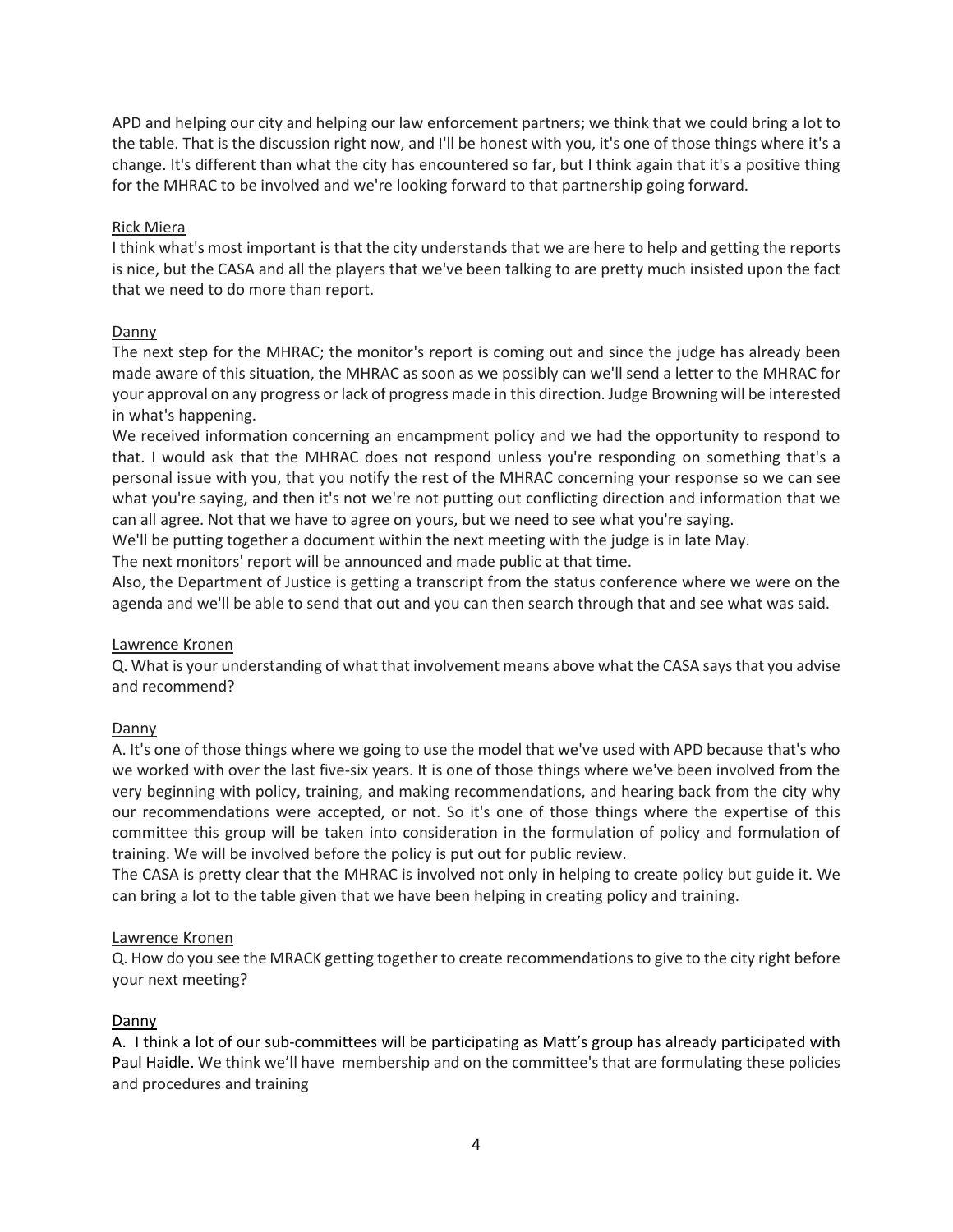APD and helping our city and helping our law enforcement partners; we think that we could bring a lot to the table. That is the discussion right now, and I'll be honest with you, it's one of those things where it's a change. It's different than what the city has encountered so far, but I think again that it's a positive thing for the MHRAC to be involved and we're looking forward to that partnership going forward.

<u>Rick Miera</u>
I think what's most important is that the city understands that we are here to help and getting the reports is nice, but the CASA and all the players that we've been talking to are pretty much insisted upon the fact that we need to do more than report.

<u>Danny</u>
The next step for the MHRAC; the monitor's report is coming out and since the judge has already been made aware of this situation, the MHRAC as soon as we possibly can we'll send a letter to the MHRAC for your approval on any progress or lack of progress made in this direction. Judge Browning will be interested in what's happening.
We received information concerning an encampment policy and we had the opportunity to respond to that. I would ask that the MHRAC does not respond unless you're responding on something that's a personal issue with you, that you notify the rest of the MHRAC concerning your response so we can see what you're saying, and then it's not we're not putting out conflicting direction and information that we can all agree. Not that we have to agree on yours, but we need to see what you're saying.
We'll be putting together a document within the next meeting with the judge is in late May.
The next monitors' report will be announced and made public at that time.
Also, the Department of Justice is getting a transcript from the status conference where we were on the agenda and we'll be able to send that out and you can then search through that and see what was said.

<u>Lawrence Kronen</u>
Q. What is your understanding of what that involvement means above what the CASA says that you advise and recommend?

<u>Danny</u>
A. It's one of those things where we going to use the model that we've used with APD because that's who we worked with over the last five-six years. It is one of those things where we've been involved from the very beginning with policy, training, and making recommendations, and hearing back from the city why our recommendations were accepted, or not. So it's one of those things where the expertise of this committee this group will be taken into consideration in the formulation of policy and formulation of training. We will be involved before the policy is put out for public review.
The CASA is pretty clear that the MHRAC is involved not only in helping to create policy but guide it. We can bring a lot to the table given that we have been helping in creating policy and training.

<u>Lawrence Kronen</u>
Q. How do you see the MRACK getting together to create recommendations to give to the city right before your next meeting?

<u>Danny</u>
A. I think a lot of our sub-committees will be participating as Matt's group has already participated with Paul Haidle. We think we'll have membership and on the committee's that are formulating these policies and procedures and training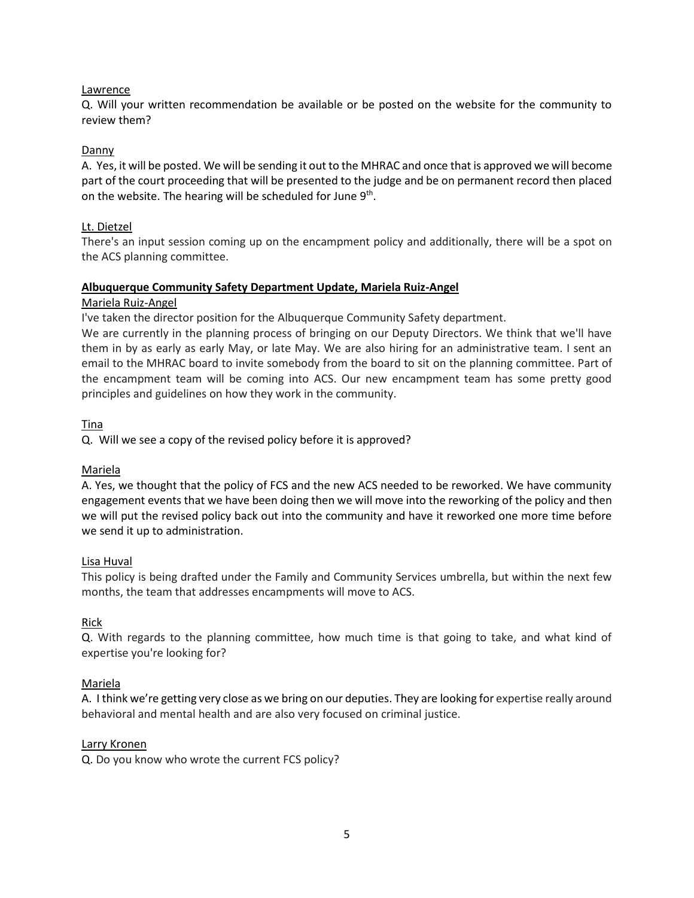Lawrence

Q. Will your written recommendation be available or be posted on the website for the community to review them?

Danny

A. Yes, it will be posted. We will be sending it out to the MHRAC and once that is approved we will become part of the court proceeding that will be presented to the judge and be on permanent record then placed on the website. The hearing will be scheduled for June 9th.

Lt. Dietzel

There's an input session coming up on the encampment policy and additionally, there will be a spot on the ACS planning committee.

**Albuquerque Community Safety Department Update, Mariela Ruiz-Angel**

Mariela Ruiz-Angel

I've taken the director position for the Albuquerque Community Safety department.

We are currently in the planning process of bringing on our Deputy Directors. We think that we'll have them in by as early as early May, or late May. We are also hiring for an administrative team. I sent an email to the MHRAC board to invite somebody from the board to sit on the planning committee. Part of the encampment team will be coming into ACS. Our new encampment team has some pretty good principles and guidelines on how they work in the community.

Tina

Q. Will we see a copy of the revised policy before it is approved?

Mariela

A. Yes, we thought that the policy of FCS and the new ACS needed to be reworked. We have community engagement events that we have been doing then we will move into the reworking of the policy and then we will put the revised policy back out into the community and have it reworked one more time before we send it up to administration.

Lisa Huval

This policy is being drafted under the Family and Community Services umbrella, but within the next few months, the team that addresses encampments will move to ACS.

Rick

Q. With regards to the planning committee, how much time is that going to take, and what kind of expertise you're looking for?

Mariela

A. I think we're getting very close as we bring on our deputies. They are looking for expertise really around behavioral and mental health and are also very focused on criminal justice.

Larry Kronen

Q. Do you know who wrote the current FCS policy?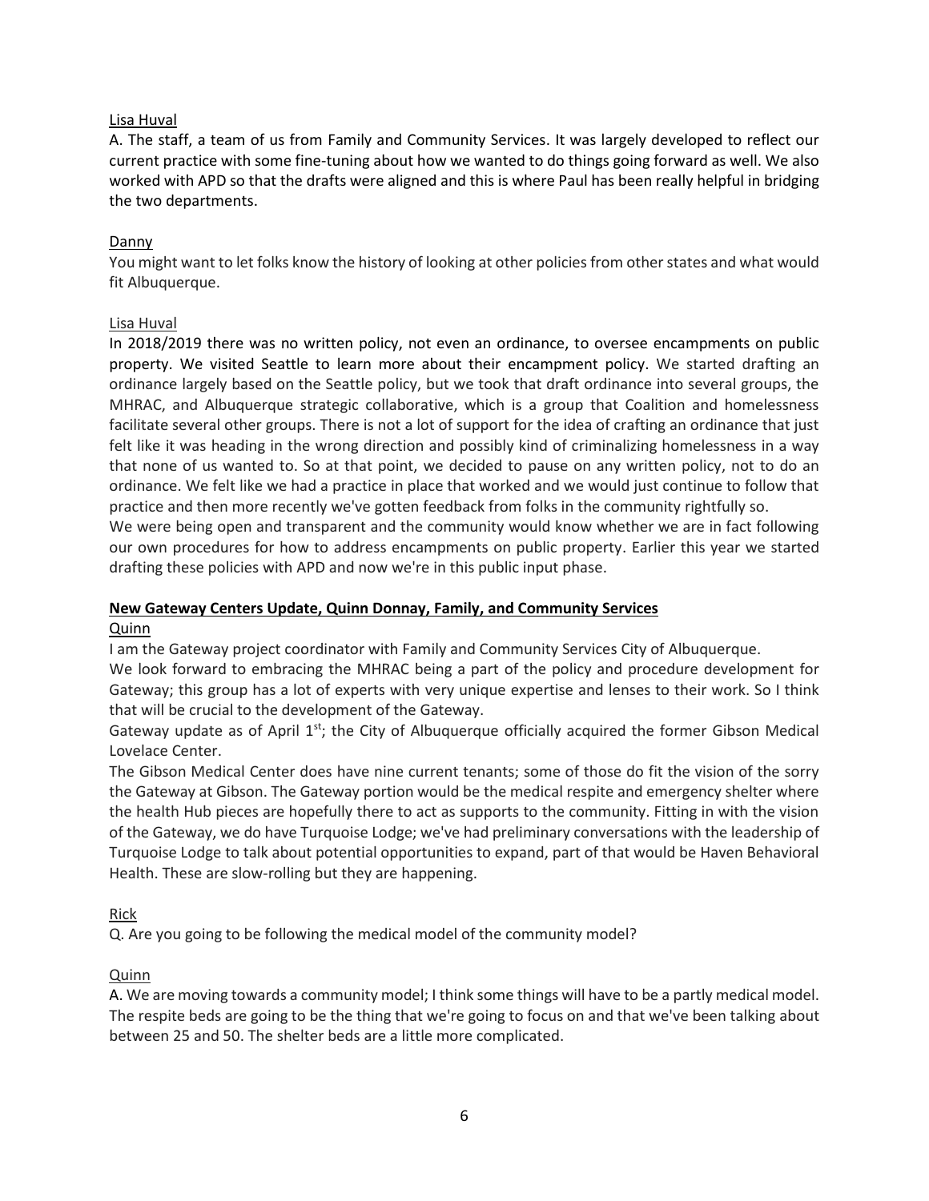Lisa Huval

A. The staff, a team of us from Family and Community Services. It was largely developed to reflect our current practice with some fine-tuning about how we wanted to do things going forward as well. We also worked with APD so that the drafts were aligned and this is where Paul has been really helpful in bridging the two departments.

Danny

You might want to let folks know the history of looking at other policies from other states and what would fit Albuquerque.

Lisa Huval

In 2018/2019 there was no written policy, not even an ordinance, to oversee encampments on public property. We visited Seattle to learn more about their encampment policy. We started drafting an ordinance largely based on the Seattle policy, but we took that draft ordinance into several groups, the MHRAC, and Albuquerque strategic collaborative, which is a group that Coalition and homelessness facilitate several other groups. There is not a lot of support for the idea of crafting an ordinance that just felt like it was heading in the wrong direction and possibly kind of criminalizing homelessness in a way that none of us wanted to. So at that point, we decided to pause on any written policy, not to do an ordinance. We felt like we had a practice in place that worked and we would just continue to follow that practice and then more recently we've gotten feedback from folks in the community rightfully so.

We were being open and transparent and the community would know whether we are in fact following our own procedures for how to address encampments on public property. Earlier this year we started drafting these policies with APD and now we're in this public input phase.

**New Gateway Centers Update, Quinn Donnay, Family, and Community Services**

Quinn

I am the Gateway project coordinator with Family and Community Services City of Albuquerque.

We look forward to embracing the MHRAC being a part of the policy and procedure development for Gateway; this group has a lot of experts with very unique expertise and lenses to their work. So I think that will be crucial to the development of the Gateway.

Gateway update as of April 1st; the City of Albuquerque officially acquired the former Gibson Medical Lovelace Center.

The Gibson Medical Center does have nine current tenants; some of those do fit the vision of the sorry the Gateway at Gibson. The Gateway portion would be the medical respite and emergency shelter where the health Hub pieces are hopefully there to act as supports to the community. Fitting in with the vision of the Gateway, we do have Turquoise Lodge; we've had preliminary conversations with the leadership of Turquoise Lodge to talk about potential opportunities to expand, part of that would be Haven Behavioral Health. These are slow-rolling but they are happening.

Rick

Q. Are you going to be following the medical model of the community model?

Quinn

A. We are moving towards a community model; I think some things will have to be a partly medical model. The respite beds are going to be the thing that we're going to focus on and that we've been talking about between 25 and 50. The shelter beds are a little more complicated.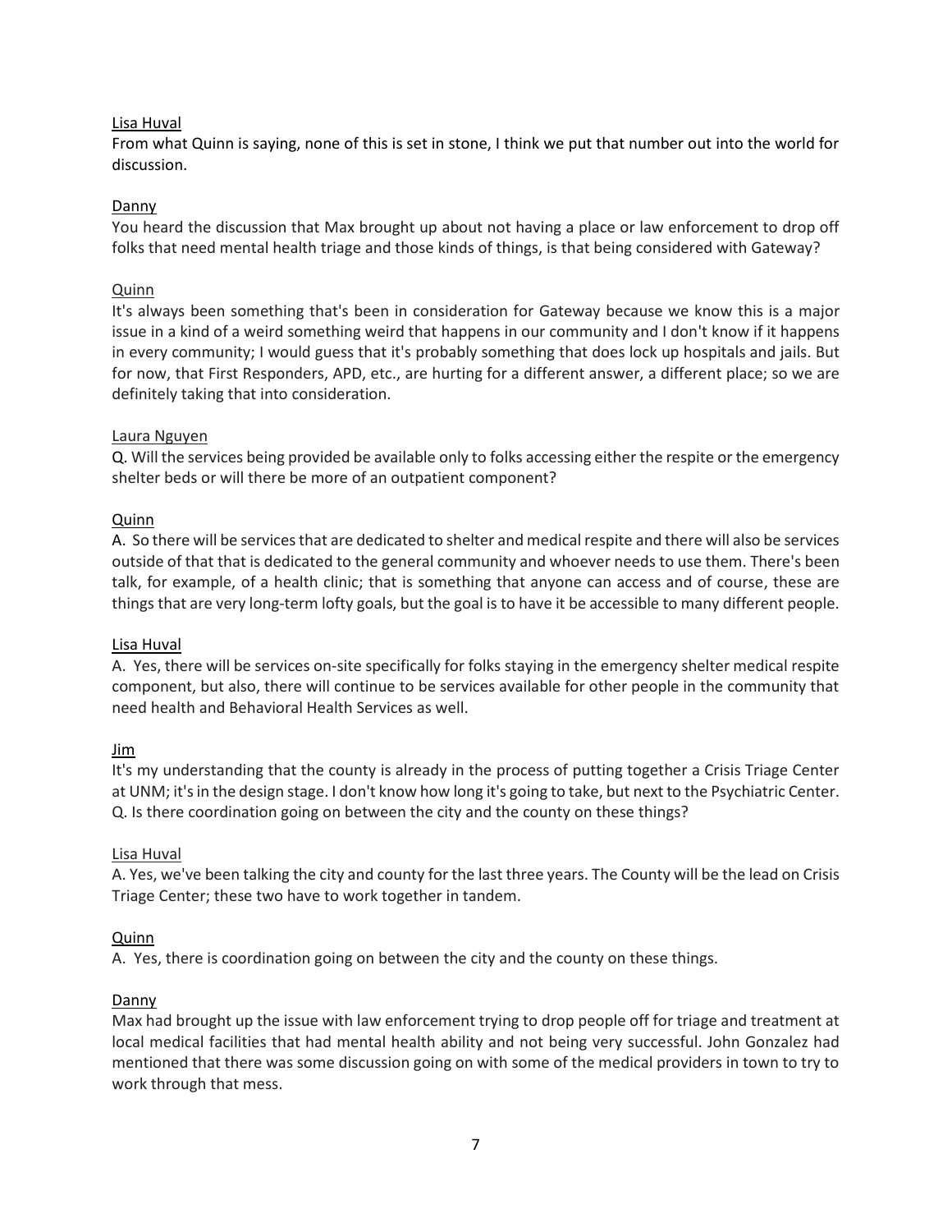Lisa Huval

From what Quinn is saying, none of this is set in stone, I think we put that number out into the world for discussion.

Danny

You heard the discussion that Max brought up about not having a place or law enforcement to drop off folks that need mental health triage and those kinds of things, is that being considered with Gateway?

Quinn

It's always been something that's been in consideration for Gateway because we know this is a major issue in a kind of a weird something weird that happens in our community and I don't know if it happens in every community; I would guess that it's probably something that does lock up hospitals and jails. But for now, that First Responders, APD, etc., are hurting for a different answer, a different place; so we are definitely taking that into consideration.

Laura Nguyen

Q. Will the services being provided be available only to folks accessing either the respite or the emergency shelter beds or will there be more of an outpatient component?

Quinn

A. So there will be services that are dedicated to shelter and medical respite and there will also be services outside of that that is dedicated to the general community and whoever needs to use them. There's been talk, for example, of a health clinic; that is something that anyone can access and of course, these are things that are very long-term lofty goals, but the goal is to have it be accessible to many different people.

Lisa Huval

A. Yes, there will be services on-site specifically for folks staying in the emergency shelter medical respite component, but also, there will continue to be services available for other people in the community that need health and Behavioral Health Services as well.

Jim

It's my understanding that the county is already in the process of putting together a Crisis Triage Center at UNM; it's in the design stage. I don't know how long it's going to take, but next to the Psychiatric Center. Q. Is there coordination going on between the city and the county on these things?

Lisa Huval

A. Yes, we've been talking the city and county for the last three years. The County will be the lead on Crisis Triage Center; these two have to work together in tandem.

Quinn

A. Yes, there is coordination going on between the city and the county on these things.

Danny

Max had brought up the issue with law enforcement trying to drop people off for triage and treatment at local medical facilities that had mental health ability and not being very successful. John Gonzalez had mentioned that there was some discussion going on with some of the medical providers in town to try to work through that mess.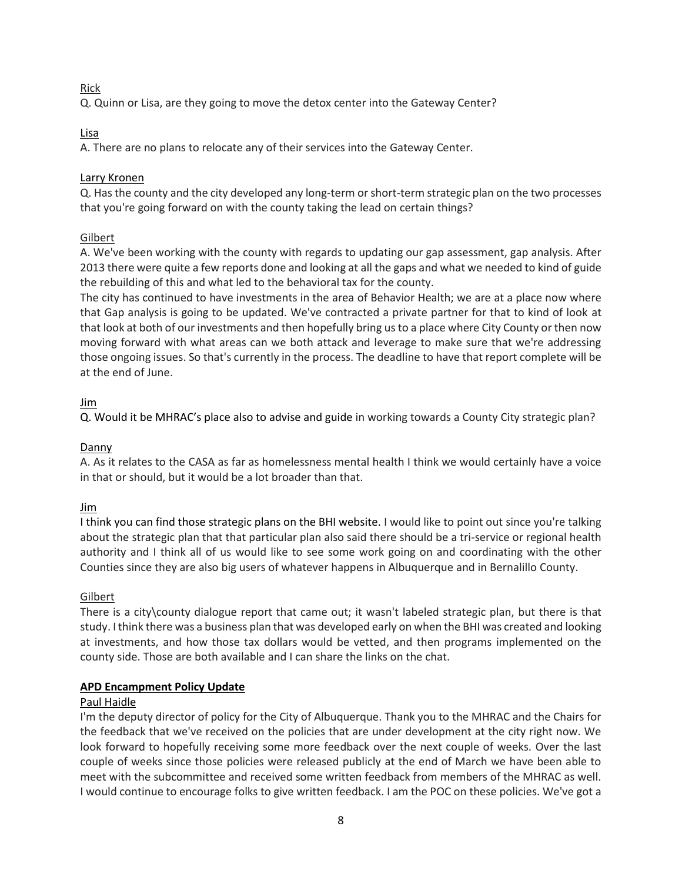Rick

Q. Quinn or Lisa, are they going to move the detox center into the Gateway Center?

Lisa

A. There are no plans to relocate any of their services into the Gateway Center.

Larry Kronen

Q. Has the county and the city developed any long-term or short-term strategic plan on the two processes that you're going forward on with the county taking the lead on certain things?

Gilbert

A. We've been working with the county with regards to updating our gap assessment, gap analysis. After 2013 there were quite a few reports done and looking at all the gaps and what we needed to kind of guide the rebuilding of this and what led to the behavioral tax for the county.

The city has continued to have investments in the area of Behavior Health; we are at a place now where that Gap analysis is going to be updated. We've contracted a private partner for that to kind of look at that look at both of our investments and then hopefully bring us to a place where City County or then now moving forward with what areas can we both attack and leverage to make sure that we're addressing those ongoing issues. So that's currently in the process. The deadline to have that report complete will be at the end of June.

Jim

Q. Would it be MHRAC's place also to advise and guide in working towards a County City strategic plan?

Danny

A. As it relates to the CASA as far as homelessness mental health I think we would certainly have a voice in that or should, but it would be a lot broader than that.

Jim

I think you can find those strategic plans on the BHI website. I would like to point out since you're talking about the strategic plan that that particular plan also said there should be a tri-service or regional health authority and I think all of us would like to see some work going on and coordinating with the other Counties since they are also big users of whatever happens in Albuquerque and in Bernalillo County.

Gilbert

There is a city\county dialogue report that came out; it wasn't labeled strategic plan, but there is that study. I think there was a business plan that was developed early on when the BHI was created and looking at investments, and how those tax dollars would be vetted, and then programs implemented on the county side. Those are both available and I can share the links on the chat.

**APD Encampment Policy Update**

Paul Haidle

I'm the deputy director of policy for the City of Albuquerque. Thank you to the MHRAC and the Chairs for the feedback that we've received on the policies that are under development at the city right now. We look forward to hopefully receiving some more feedback over the next couple of weeks. Over the last couple of weeks since those policies were released publicly at the end of March we have been able to meet with the subcommittee and received some written feedback from members of the MHRAC as well. I would continue to encourage folks to give written feedback. I am the POC on these policies. We've got a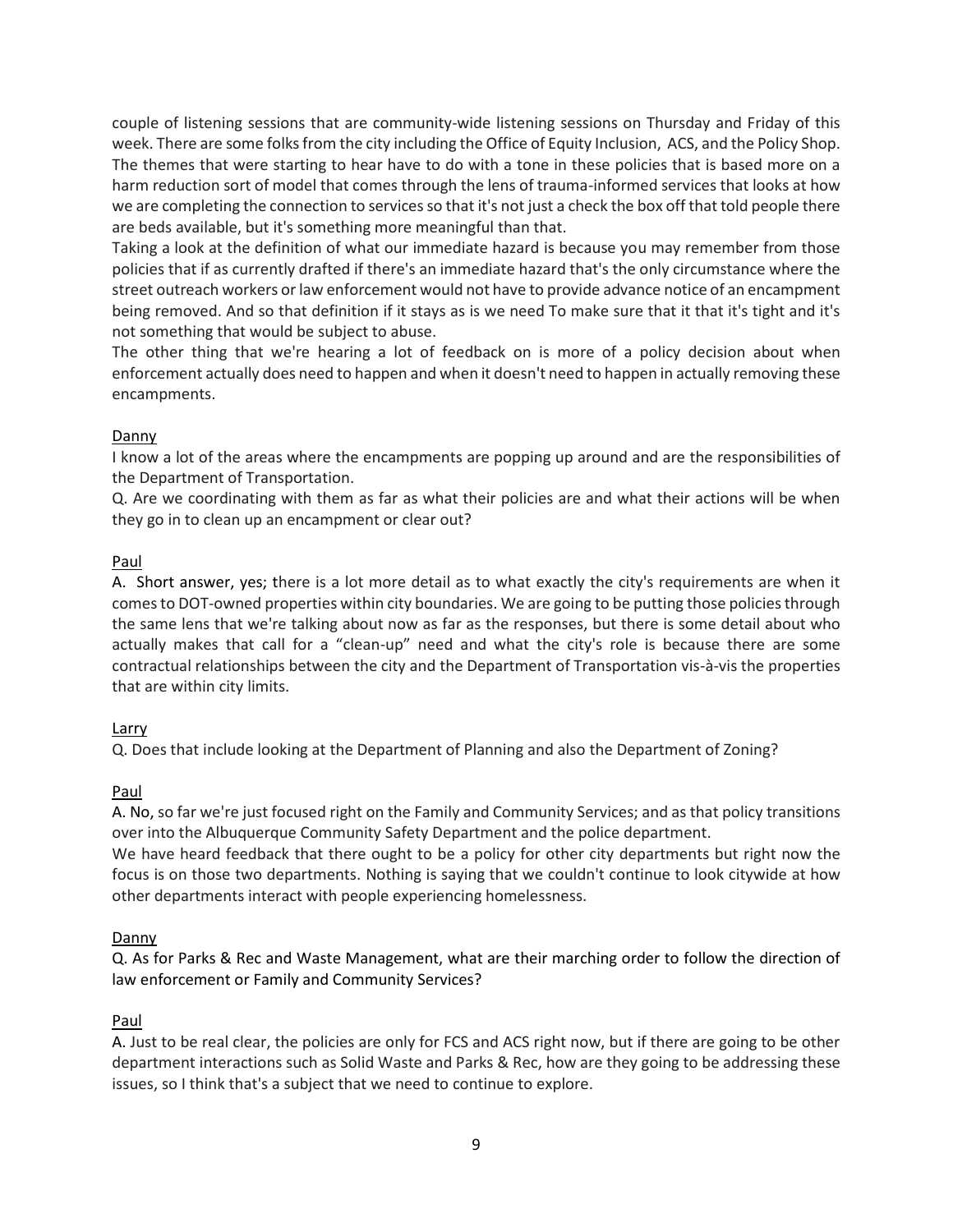couple of listening sessions that are community-wide listening sessions on Thursday and Friday of this week. There are some folks from the city including the Office of Equity Inclusion, ACS, and the Policy Shop. The themes that were starting to hear have to do with a tone in these policies that is based more on a harm reduction sort of model that comes through the lens of trauma-informed services that looks at how we are completing the connection to services so that it's not just a check the box off that told people there are beds available, but it's something more meaningful than that.

Taking a look at the definition of what our immediate hazard is because you may remember from those policies that if as currently drafted if there's an immediate hazard that's the only circumstance where the street outreach workers or law enforcement would not have to provide advance notice of an encampment being removed. And so that definition if it stays as is we need To make sure that it that it's tight and it's not something that would be subject to abuse.

The other thing that we're hearing a lot of feedback on is more of a policy decision about when enforcement actually does need to happen and when it doesn't need to happen in actually removing these encampments.

<u>Danny</u>

I know a lot of the areas where the encampments are popping up around and are the responsibilities of the Department of Transportation.

Q. Are we coordinating with them as far as what their policies are and what their actions will be when they go in to clean up an encampment or clear out?

<u>Paul</u>

A. Short answer, yes; there is a lot more detail as to what exactly the city's requirements are when it comes to DOT-owned properties within city boundaries. We are going to be putting those policies through the same lens that we're talking about now as far as the responses, but there is some detail about who actually makes that call for a "clean-up" need and what the city's role is because there are some contractual relationships between the city and the Department of Transportation vis-à-vis the properties that are within city limits.

<u>Larry</u>

Q. Does that include looking at the Department of Planning and also the Department of Zoning?

<u>Paul</u>

A. No, so far we're just focused right on the Family and Community Services; and as that policy transitions over into the Albuquerque Community Safety Department and the police department.

We have heard feedback that there ought to be a policy for other city departments but right now the focus is on those two departments. Nothing is saying that we couldn't continue to look citywide at how other departments interact with people experiencing homelessness.

<u>Danny</u>

Q. As for Parks & Rec and Waste Management, what are their marching order to follow the direction of law enforcement or Family and Community Services?

<u>Paul</u>

A. Just to be real clear, the policies are only for FCS and ACS right now, but if there are going to be other department interactions such as Solid Waste and Parks & Rec, how are they going to be addressing these issues, so I think that's a subject that we need to continue to explore.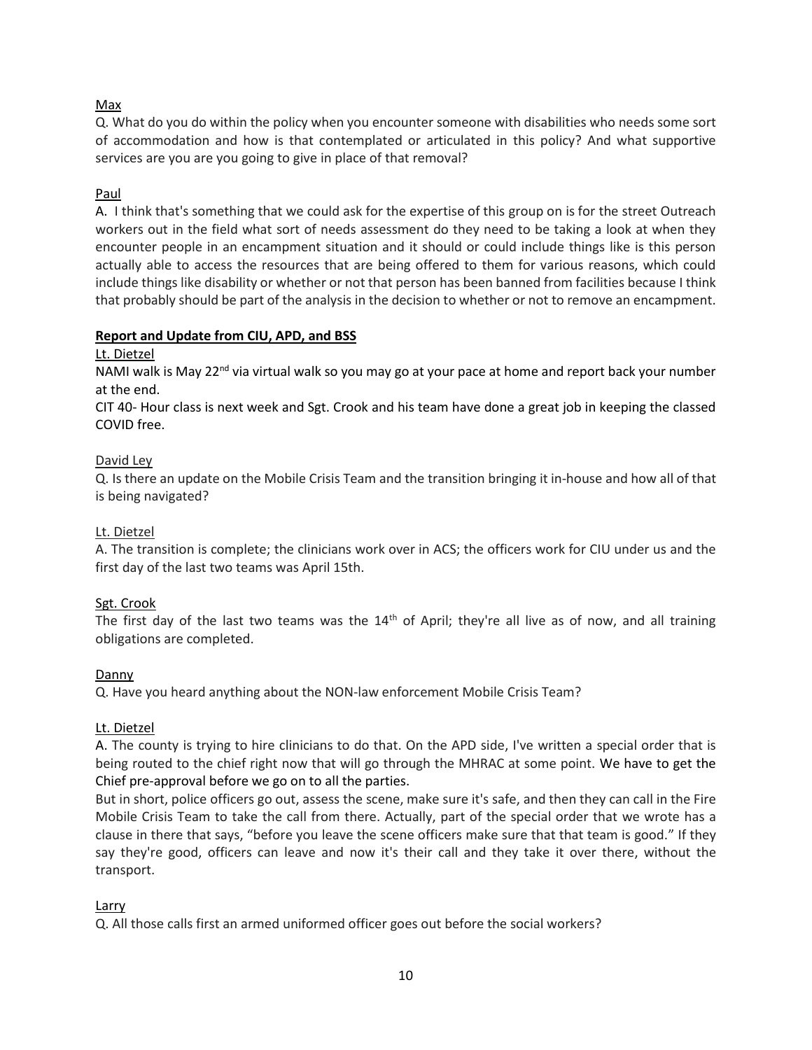Max

Q. What do you do within the policy when you encounter someone with disabilities who needs some sort of accommodation and how is that contemplated or articulated in this policy? And what supportive services are you are you going to give in place of that removal?

Paul

A. I think that's something that we could ask for the expertise of this group on is for the street Outreach workers out in the field what sort of needs assessment do they need to be taking a look at when they encounter people in an encampment situation and it should or could include things like is this person actually able to access the resources that are being offered to them for various reasons, which could include things like disability or whether or not that person has been banned from facilities because I think that probably should be part of the analysis in the decision to whether or not to remove an encampment.

**Report and Update from CIU, APD, and BSS**

Lt. Dietzel

NAMI walk is May 22nd via virtual walk so you may go at your pace at home and report back your number at the end.

CIT 40- Hour class is next week and Sgt. Crook and his team have done a great job in keeping the classed COVID free.

David Ley

Q. Is there an update on the Mobile Crisis Team and the transition bringing it in-house and how all of that is being navigated?

Lt. Dietzel

A. The transition is complete; the clinicians work over in ACS; the officers work for CIU under us and the first day of the last two teams was April 15th.

Sgt. Crook

The first day of the last two teams was the 14th of April; they're all live as of now, and all training obligations are completed.

Danny

Q. Have you heard anything about the NON-law enforcement Mobile Crisis Team?

Lt. Dietzel

A. The county is trying to hire clinicians to do that. On the APD side, I've written a special order that is being routed to the chief right now that will go through the MHRAC at some point. We have to get the Chief pre-approval before we go on to all the parties.

But in short, police officers go out, assess the scene, make sure it's safe, and then they can call in the Fire Mobile Crisis Team to take the call from there. Actually, part of the special order that we wrote has a clause in there that says, "before you leave the scene officers make sure that that team is good." If they say they're good, officers can leave and now it's their call and they take it over there, without the transport.

Larry

Q. All those calls first an armed uniformed officer goes out before the social workers?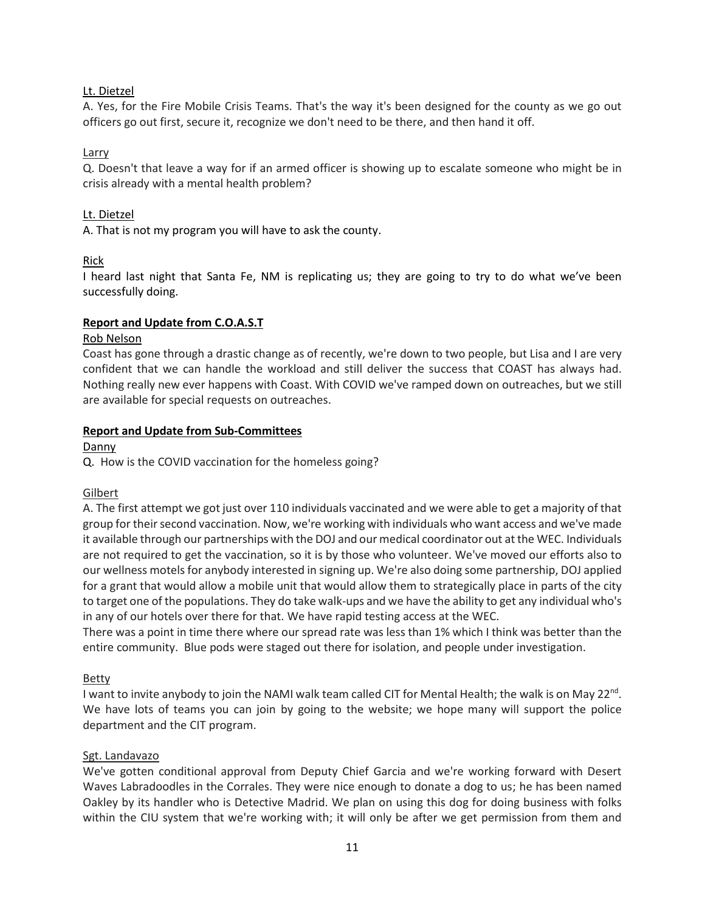Lt. Dietzel

A. Yes, for the Fire Mobile Crisis Teams. That's the way it's been designed for the county as we go out officers go out first, secure it, recognize we don't need to be there, and then hand it off.

Larry

Q. Doesn't that leave a way for if an armed officer is showing up to escalate someone who might be in crisis already with a mental health problem?

Lt. Dietzel

A. That is not my program you will have to ask the county.

Rick

I heard last night that Santa Fe, NM is replicating us; they are going to try to do what we've been successfully doing.

**Report and Update from C.O.A.S.T**

Rob Nelson

Coast has gone through a drastic change as of recently, we're down to two people, but Lisa and I are very confident that we can handle the workload and still deliver the success that COAST has always had. Nothing really new ever happens with Coast. With COVID we've ramped down on outreaches, but we still are available for special requests on outreaches.

**Report and Update from Sub-Committees**

Danny

Q. How is the COVID vaccination for the homeless going?

Gilbert

A. The first attempt we got just over 110 individuals vaccinated and we were able to get a majority of that group for their second vaccination. Now, we're working with individuals who want access and we've made it available through our partnerships with the DOJ and our medical coordinator out at the WEC. Individuals are not required to get the vaccination, so it is by those who volunteer. We've moved our efforts also to our wellness motels for anybody interested in signing up. We're also doing some partnership, DOJ applied for a grant that would allow a mobile unit that would allow them to strategically place in parts of the city to target one of the populations. They do take walk-ups and we have the ability to get any individual who's in any of our hotels over there for that. We have rapid testing access at the WEC.

There was a point in time there where our spread rate was less than 1% which I think was better than the entire community. Blue pods were staged out there for isolation, and people under investigation.

Betty

I want to invite anybody to join the NAMI walk team called CIT for Mental Health; the walk is on May 22nd. We have lots of teams you can join by going to the website; we hope many will support the police department and the CIT program.

Sgt. Landavazo

We've gotten conditional approval from Deputy Chief Garcia and we're working forward with Desert Waves Labradoodles in the Corrales. They were nice enough to donate a dog to us; he has been named Oakley by its handler who is Detective Madrid. We plan on using this dog for doing business with folks within the CIU system that we're working with; it will only be after we get permission from them and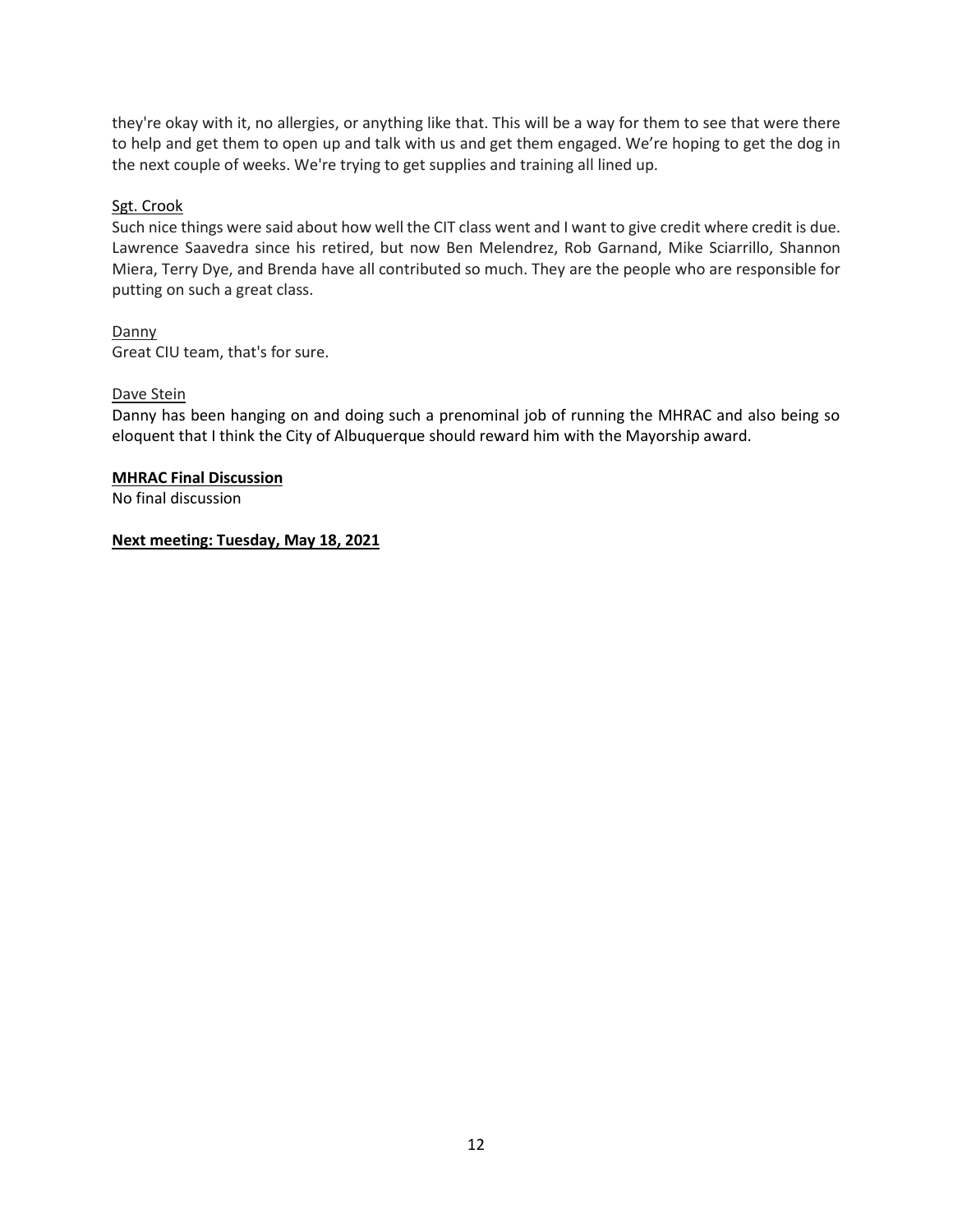they're okay with it, no allergies, or anything like that. This will be a way for them to see that were there to help and get them to open up and talk with us and get them engaged. We're hoping to get the dog in the next couple of weeks. We're trying to get supplies and training all lined up.

<u>Sgt. Crook</u>
Such nice things were said about how well the CIT class went and I want to give credit where credit is due. Lawrence Saavedra since his retired, but now Ben Melendrez, Rob Garnand, Mike Sciarrillo, Shannon Miera, Terry Dye, and Brenda have all contributed so much. They are the people who are responsible for putting on such a great class.

<u>Danny</u>
Great CIU team, that's for sure.

<u>Dave Stein</u>
Danny has been hanging on and doing such a prenominal job of running the MHRAC and also being so eloquent that I think the City of Albuquerque should reward him with the Mayorship award.

**<u>MHRAC Final Discussion</u>**
No final discussion

**<u>Next meeting: Tuesday, May 18, 2021</u>**